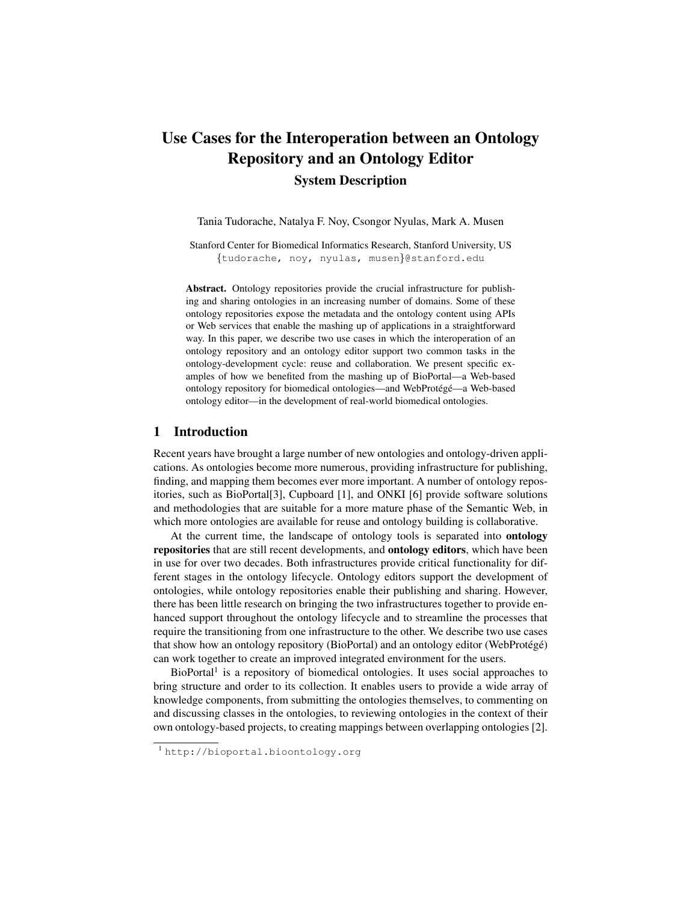# Use Cases for the Interoperation between an Ontology Repository and an Ontology Editor

## System Description

Tania Tudorache, Natalya F. Noy, Csongor Nyulas, Mark A. Musen

Stanford Center for Biomedical Informatics Research, Stanford University, US
{tudorache, noy, nyulas, musen}@stanford.edu

**Abstract.** Ontology repositories provide the crucial infrastructure for publishing and sharing ontologies in an increasing number of domains. Some of these ontology repositories expose the metadata and the ontology content using APIs or Web services that enable the mashing up of applications in a straightforward way. In this paper, we describe two use cases in which the interoperation of an ontology repository and an ontology editor support two common tasks in the ontology-development cycle: reuse and collaboration. We present specific examples of how we benefited from the mashing up of BioPortal—a Web-based ontology repository for biomedical ontologies—and WebProtégé—a Web-based ontology editor—in the development of real-world biomedical ontologies.

## 1 Introduction

Recent years have brought a large number of new ontologies and ontology-driven applications. As ontologies become more numerous, providing infrastructure for publishing, finding, and mapping them becomes ever more important. A number of ontology repositories, such as BioPortal[3], Cupboard [1], and ONKI [6] provide software solutions and methodologies that are suitable for a more mature phase of the Semantic Web, in which more ontologies are available for reuse and ontology building is collaborative.

At the current time, the landscape of ontology tools is separated into **ontology repositories** that are still recent developments, and **ontology editors**, which have been in use for over two decades. Both infrastructures provide critical functionality for different stages in the ontology lifecycle. Ontology editors support the development of ontologies, while ontology repositories enable their publishing and sharing. However, there has been little research on bringing the two infrastructures together to provide enhanced support throughout the ontology lifecycle and to streamline the processes that require the transitioning from one infrastructure to the other. We describe two use cases that show how an ontology repository (BioPortal) and an ontology editor (WebProtégé) can work together to create an improved integrated environment for the users.

BioPortal[1] is a repository of biomedical ontologies. It uses social approaches to bring structure and order to its collection. It enables users to provide a wide array of knowledge components, from submitting the ontologies themselves, to commenting on and discussing classes in the ontologies, to reviewing ontologies in the context of their own ontology-based projects, to creating mappings between overlapping ontologies [2].

[1] http://bioportal.bioontology.org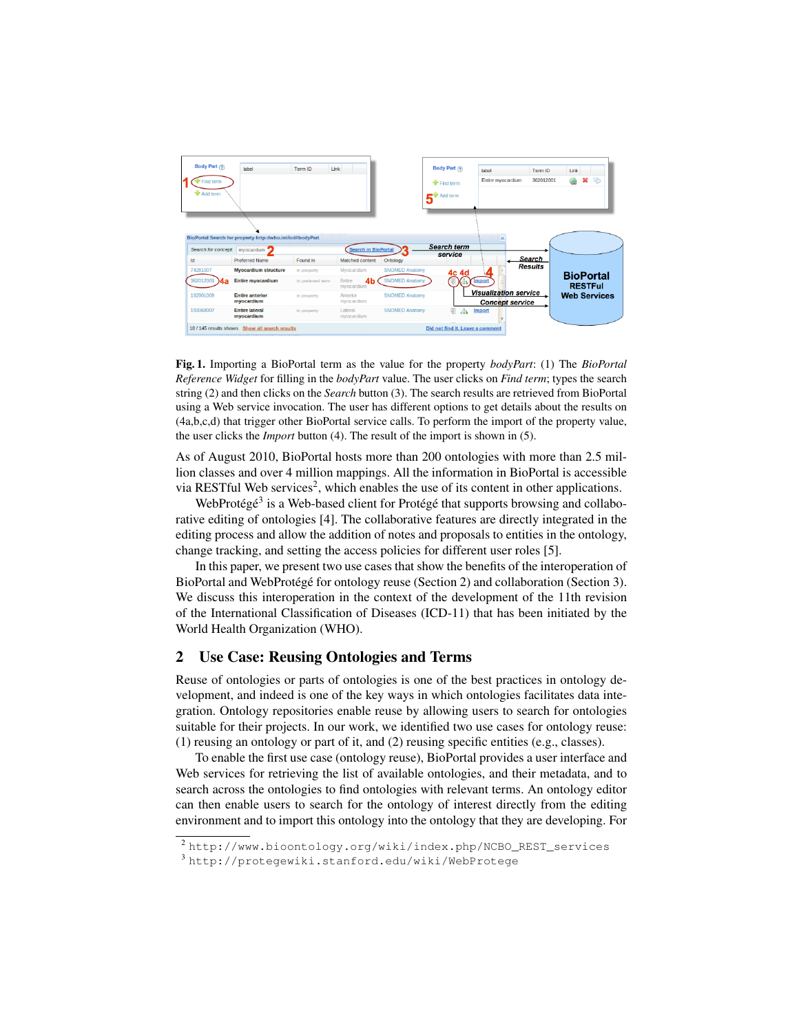**Fig. 1.** Importing a BioPortal term as the value for the property *bodyPart*: (1) The *BioPortal Reference Widget* for filling in the *bodyPart* value. The user clicks on *Find term*; types the search string (2) and then clicks on the *Search* button (3). The search results are retrieved from BioPortal using a Web service invocation. The user has different options to get details about the results on (4a,b,c,d) that trigger other BioPortal service calls. To perform the import of the property value, the user clicks the *Import* button (4). The result of the import is shown in (5).

As of August 2010, BioPortal hosts more than 200 ontologies with more than 2.5 million classes and over 4 million mappings. All the information in BioPortal is accessible via RESTful Web services[2], which enables the use of its content in other applications.

WebProtégé[3] is a Web-based client for Protégé that supports browsing and collaborative editing of ontologies [4]. The collaborative features are directly integrated in the editing process and allow the addition of notes and proposals to entities in the ontology, change tracking, and setting the access policies for different user roles [5].

In this paper, we present two use cases that show the benefits of the interoperation of BioPortal and WebProtégé for ontology reuse (Section 2) and collaboration (Section 3). We discuss this interoperation in the context of the development of the 11th revision of the International Classification of Diseases (ICD-11) that has been initiated by the World Health Organization (WHO).

## 2 Use Case: Reusing Ontologies and Terms

Reuse of ontologies or parts of ontologies is one of the best practices in ontology development, and indeed is one of the key ways in which ontologies facilitates data integration. Ontology repositories enable reuse by allowing users to search for ontologies suitable for their projects. In our work, we identified two use cases for ontology reuse: (1) reusing an ontology or part of it, and (2) reusing specific entities (e.g., classes).

To enable the first use case (ontology reuse), BioPortal provides a user interface and Web services for retrieving the list of available ontologies, and their metadata, and to search across the ontologies to find ontologies with relevant terms. An ontology editor can then enable users to search for the ontology of interest directly from the editing environment and to import this ontology into the ontology that they are developing. For

[2] http://www.bioontology.org/wiki/index.php/NCBO_REST_services

[3] http://protegewiki.stanford.edu/wiki/WebProtege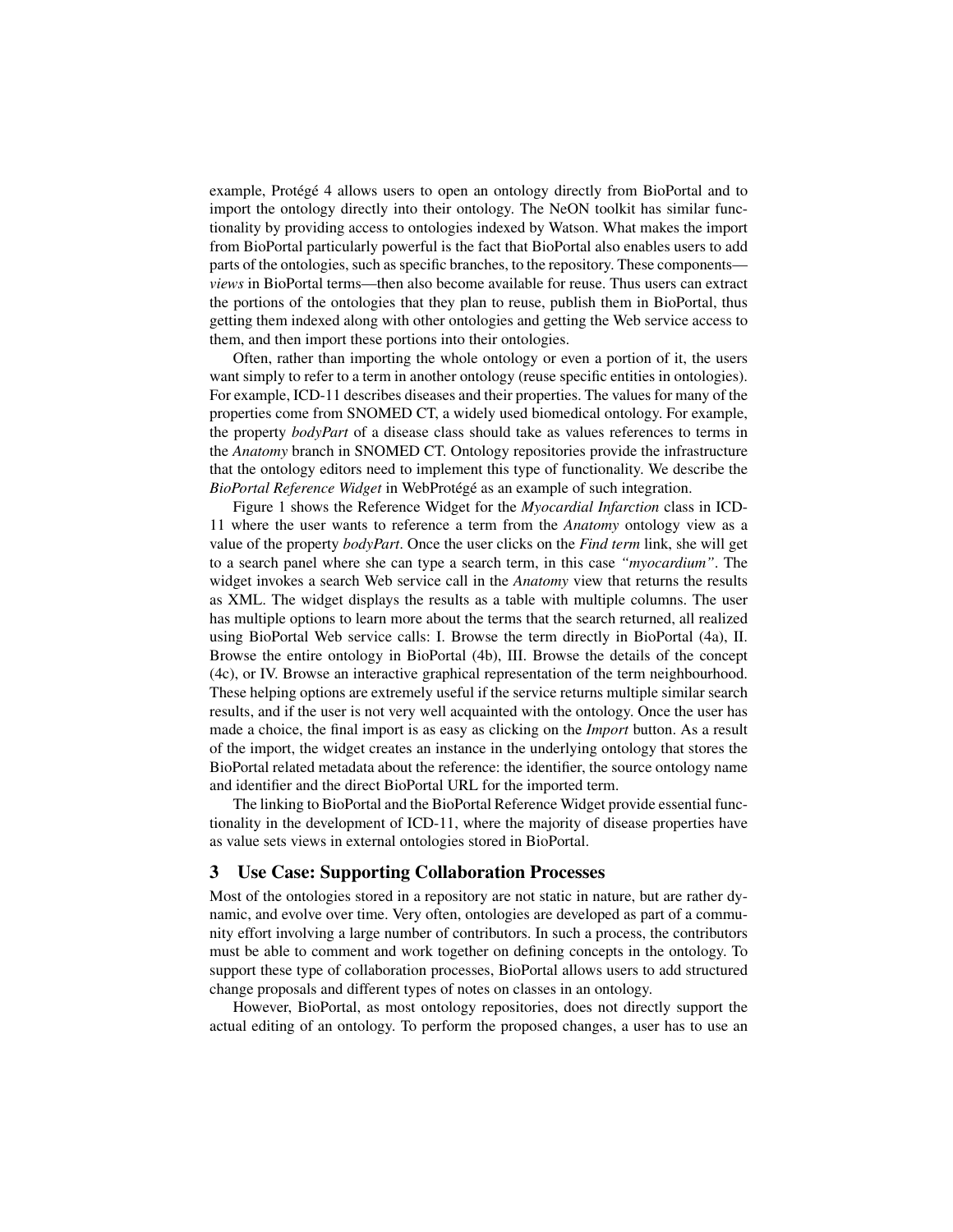example, Protégé 4 allows users to open an ontology directly from BioPortal and to import the ontology directly into their ontology. The NeON toolkit has similar functionality by providing access to ontologies indexed by Watson. What makes the import from BioPortal particularly powerful is the fact that BioPortal also enables users to add parts of the ontologies, such as specific branches, to the repository. These components—*views* in BioPortal terms—then also become available for reuse. Thus users can extract the portions of the ontologies that they plan to reuse, publish them in BioPortal, thus getting them indexed along with other ontologies and getting the Web service access to them, and then import these portions into their ontologies.

Often, rather than importing the whole ontology or even a portion of it, the users want simply to refer to a term in another ontology (reuse specific entities in ontologies). For example, ICD-11 describes diseases and their properties. The values for many of the properties come from SNOMED CT, a widely used biomedical ontology. For example, the property *bodyPart* of a disease class should take as values references to terms in the *Anatomy* branch in SNOMED CT. Ontology repositories provide the infrastructure that the ontology editors need to implement this type of functionality. We describe the *BioPortal Reference Widget* in WebProtégé as an example of such integration.

Figure 1 shows the Reference Widget for the *Myocardial Infarction* class in ICD-11 where the user wants to reference a term from the *Anatomy* ontology view as a value of the property *bodyPart*. Once the user clicks on the *Find term* link, she will get to a search panel where she can type a search term, in this case *"myocardium"*. The widget invokes a search Web service call in the *Anatomy* view that returns the results as XML. The widget displays the results as a table with multiple columns. The user has multiple options to learn more about the terms that the search returned, all realized using BioPortal Web service calls: I. Browse the term directly in BioPortal (4a), II. Browse the entire ontology in BioPortal (4b), III. Browse the details of the concept (4c), or IV. Browse an interactive graphical representation of the term neighbourhood. These helping options are extremely useful if the service returns multiple similar search results, and if the user is not very well acquainted with the ontology. Once the user has made a choice, the final import is as easy as clicking on the *Import* button. As a result of the import, the widget creates an instance in the underlying ontology that stores the BioPortal related metadata about the reference: the identifier, the source ontology name and identifier and the direct BioPortal URL for the imported term.

The linking to BioPortal and the BioPortal Reference Widget provide essential functionality in the development of ICD-11, where the majority of disease properties have as value sets views in external ontologies stored in BioPortal.

## 3 Use Case: Supporting Collaboration Processes

Most of the ontologies stored in a repository are not static in nature, but are rather dynamic, and evolve over time. Very often, ontologies are developed as part of a community effort involving a large number of contributors. In such a process, the contributors must be able to comment and work together on defining concepts in the ontology. To support these type of collaboration processes, BioPortal allows users to add structured change proposals and different types of notes on classes in an ontology.

However, BioPortal, as most ontology repositories, does not directly support the actual editing of an ontology. To perform the proposed changes, a user has to use an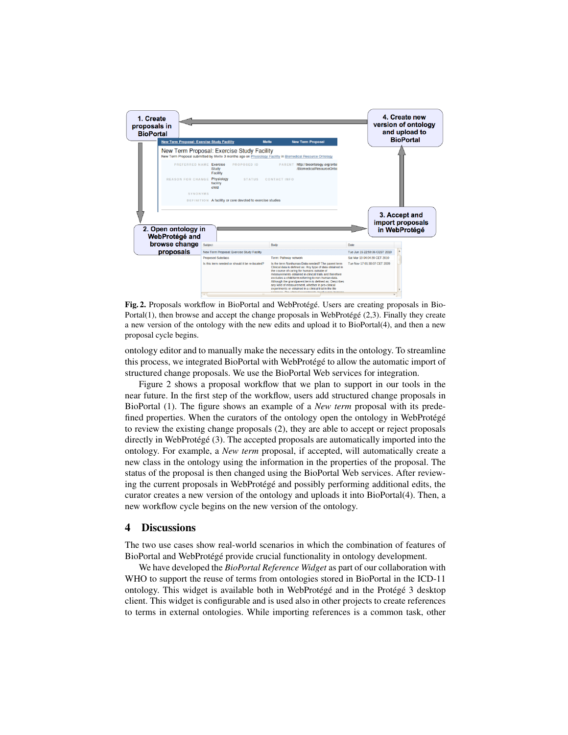**Fig. 2.** Proposals workflow in BioPortal and WebProtégé. Users are creating proposals in BioPortal(1), then browse and accept the change proposals in WebProtégé (2,3). Finally they create a new version of the ontology with the new edits and upload it to BioPortal(4), and then a new proposal cycle begins.

ontology editor and to manually make the necessary edits in the ontology. To streamline this process, we integrated BioPortal with WebProtégé to allow the automatic import of structured change proposals. We use the BioPortal Web services for integration.

Figure 2 shows a proposal workflow that we plan to support in our tools in the near future. In the first step of the workflow, users add structured change proposals in BioPortal (1). The figure shows an example of a *New term* proposal with its predefined properties. When the curators of the ontology open the ontology in WebProtégé to review the existing change proposals (2), they are able to accept or reject proposals directly in WebProtégé (3). The accepted proposals are automatically imported into the ontology. For example, a *New term* proposal, if accepted, will automatically create a new class in the ontology using the information in the properties of the proposal. The status of the proposal is then changed using the BioPortal Web services. After reviewing the current proposals in WebProtégé and possibly performing additional edits, the curator creates a new version of the ontology and uploads it into BioPortal(4). Then, a new workflow cycle begins on the new version of the ontology.

## 4 Discussions

The two use cases show real-world scenarios in which the combination of features of BioPortal and WebProtégé provide crucial functionality in ontology development.

We have developed the *BioPortal Reference Widget* as part of our collaboration with WHO to support the reuse of terms from ontologies stored in BioPortal in the ICD-11 ontology. This widget is available both in WebProtégé and in the Protégé 3 desktop client. This widget is configurable and is used also in other projects to create references to terms in external ontologies. While importing references is a common task, other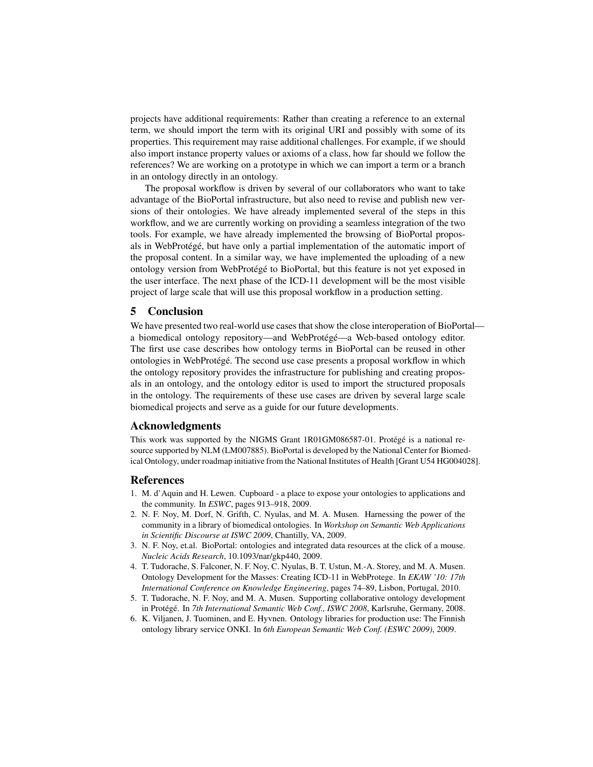projects have additional requirements: Rather than creating a reference to an external term, we should import the term with its original URI and possibly with some of its properties. This requirement may raise additional challenges. For example, if we should also import instance property values or axioms of a class, how far should we follow the references? We are working on a prototype in which we can import a term or a branch in an ontology directly in an ontology.

The proposal workflow is driven by several of our collaborators who want to take advantage of the BioPortal infrastructure, but also need to revise and publish new versions of their ontologies. We have already implemented several of the steps in this workflow, and we are currently working on providing a seamless integration of the two tools. For example, we have already implemented the browsing of BioPortal proposals in WebProtégé, but have only a partial implementation of the automatic import of the proposal content. In a similar way, we have implemented the uploading of a new ontology version from WebProtégé to BioPortal, but this feature is not yet exposed in the user interface. The next phase of the ICD-11 development will be the most visible project of large scale that will use this proposal workflow in a production setting.

## 5 Conclusion

We have presented two real-world use cases that show the close interoperation of BioPortal—a biomedical ontology repository—and WebProtégé—a Web-based ontology editor. The first use case describes how ontology terms in BioPortal can be reused in other ontologies in WebProtégé. The second use case presents a proposal workflow in which the ontology repository provides the infrastructure for publishing and creating proposals in an ontology, and the ontology editor is used to import the structured proposals in the ontology. The requirements of these use cases are driven by several large scale biomedical projects and serve as a guide for our future developments.

## Acknowledgments

This work was supported by the NIGMS Grant 1R01GM086587-01. Protégé is a national resource supported by NLM (LM007885). BioPortal is developed by the National Center for Biomedical Ontology, under roadmap initiative from the National Institutes of Health [Grant U54 HG004028].

## References

1. M. d'Aquin and H. Lewen. Cupboard - a place to expose your ontologies to applications and the community. In *ESWC*, pages 913–918, 2009.
2. N. F. Noy, M. Dorf, N. Grifth, C. Nyulas, and M. A. Musen. Harnessing the power of the community in a library of biomedical ontologies. In *Workshop on Semantic Web Applications in Scientific Discourse at ISWC 2009*, Chantilly, VA, 2009.
3. N. F. Noy, et.al. BioPortal: ontologies and integrated data resources at the click of a mouse. *Nucleic Acids Research*, 10.1093/nar/gkp440, 2009.
4. T. Tudorache, S. Falconer, N. F. Noy, C. Nyulas, B. T. Ustun, M.-A. Storey, and M. A. Musen. Ontology Development for the Masses: Creating ICD-11 in WebProtege. In *EKAW '10: 17th International Conference on Knowledge Engineering*, pages 74–89, Lisbon, Portugal, 2010.
5. T. Tudorache, N. F. Noy, and M. A. Musen. Supporting collaborative ontology development in Protégé. In *7th International Semantic Web Conf., ISWC 2008*, Karlsruhe, Germany, 2008.
6. K. Viljanen, J. Tuominen, and E. Hyvnen. Ontology libraries for production use: The Finnish ontology library service ONKI. In *6th European Semantic Web Conf. (ESWC 2009)*, 2009.